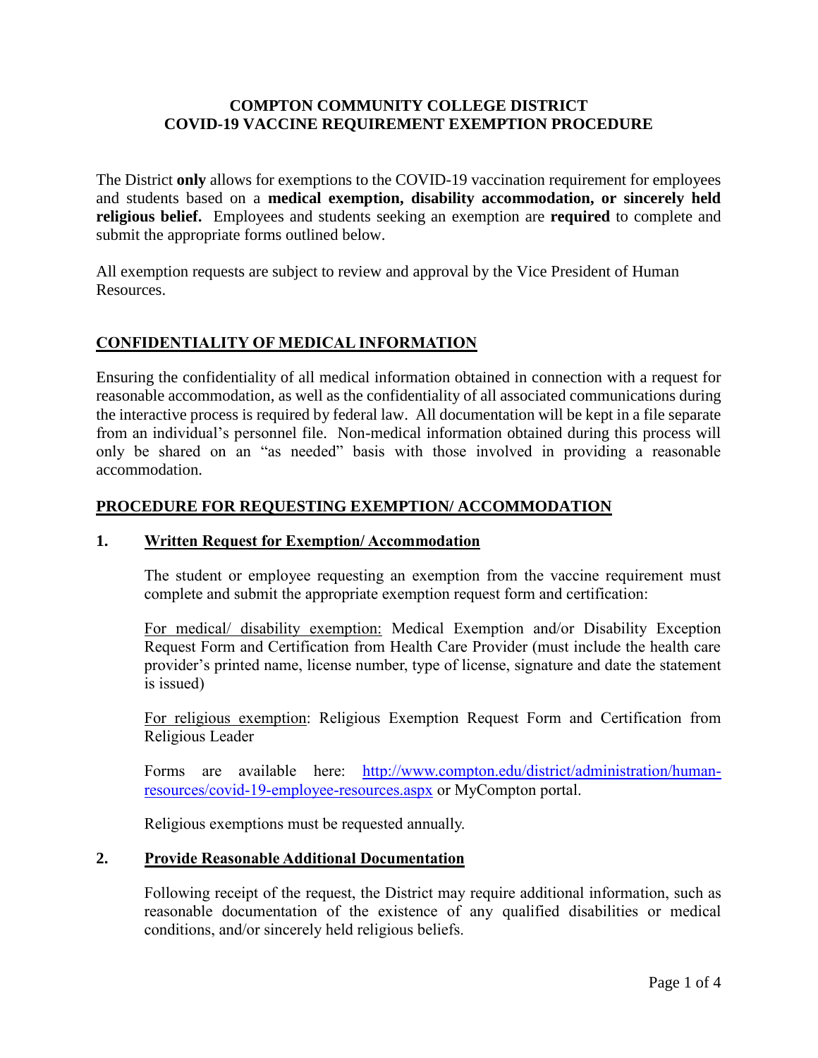# COMPTON COMMUNITY COLLEGE DISTRICT
# COVID-19 VACCINE REQUIREMENT EXEMPTION PROCEDURE

The District **only** allows for exemptions to the COVID-19 vaccination requirement for employees and students based on a **medical exemption, disability accommodation, or sincerely held religious belief.** Employees and students seeking an exemption are **required** to complete and submit the appropriate forms outlined below.

All exemption requests are subject to review and approval by the Vice President of Human Resources.

## CONFIDENTIALITY OF MEDICAL INFORMATION

Ensuring the confidentiality of all medical information obtained in connection with a request for reasonable accommodation, as well as the confidentiality of all associated communications during the interactive process is required by federal law. All documentation will be kept in a file separate from an individual's personnel file. Non-medical information obtained during this process will only be shared on an "as needed" basis with those involved in providing a reasonable accommodation.

## PROCEDURE FOR REQUESTING EXEMPTION/ ACCOMMODATION

### 1. Written Request for Exemption/ Accommodation

The student or employee requesting an exemption from the vaccine requirement must complete and submit the appropriate exemption request form and certification:

For medical/ disability exemption: Medical Exemption and/or Disability Exception Request Form and Certification from Health Care Provider (must include the health care provider's printed name, license number, type of license, signature and date the statement is issued)

For religious exemption: Religious Exemption Request Form and Certification from Religious Leader

Forms are available here: [http://www.compton.edu/district/administration/human-resources/covid-19-employee-resources.aspx](http://www.compton.edu/district/administration/human-resources/covid-19-employee-resources.aspx) or MyCompton portal.

Religious exemptions must be requested annually.

### 2. Provide Reasonable Additional Documentation

Following receipt of the request, the District may require additional information, such as reasonable documentation of the existence of any qualified disabilities or medical conditions, and/or sincerely held religious beliefs.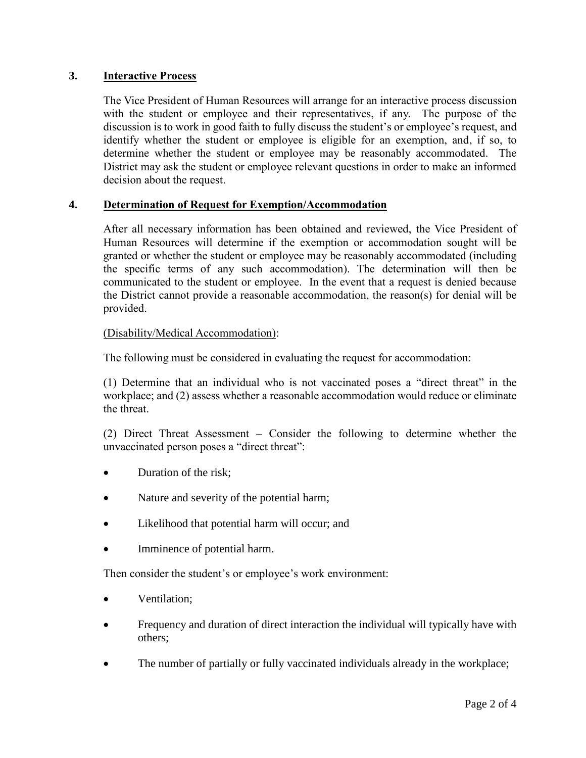### 3. <u>Interactive Process</u>

The Vice President of Human Resources will arrange for an interactive process discussion with the student or employee and their representatives, if any. The purpose of the discussion is to work in good faith to fully discuss the student's or employee's request, and identify whether the student or employee is eligible for an exemption, and, if so, to determine whether the student or employee may be reasonably accommodated. The District may ask the student or employee relevant questions in order to make an informed decision about the request.

### 4. <u>Determination of Request for Exemption/Accommodation</u>

After all necessary information has been obtained and reviewed, the Vice President of Human Resources will determine if the exemption or accommodation sought will be granted or whether the student or employee may be reasonably accommodated (including the specific terms of any such accommodation). The determination will then be communicated to the student or employee. In the event that a request is denied because the District cannot provide a reasonable accommodation, the reason(s) for denial will be provided.

<u>(Disability/Medical Accommodation)</u>:

The following must be considered in evaluating the request for accommodation:

(1) Determine that an individual who is not vaccinated poses a "direct threat" in the workplace; and (2) assess whether a reasonable accommodation would reduce or eliminate the threat.

(2) Direct Threat Assessment – Consider the following to determine whether the unvaccinated person poses a "direct threat":

- Duration of the risk;
- Nature and severity of the potential harm;
- Likelihood that potential harm will occur; and
- Imminence of potential harm.

Then consider the student's or employee's work environment:

- Ventilation;
- Frequency and duration of direct interaction the individual will typically have with others;
- The number of partially or fully vaccinated individuals already in the workplace;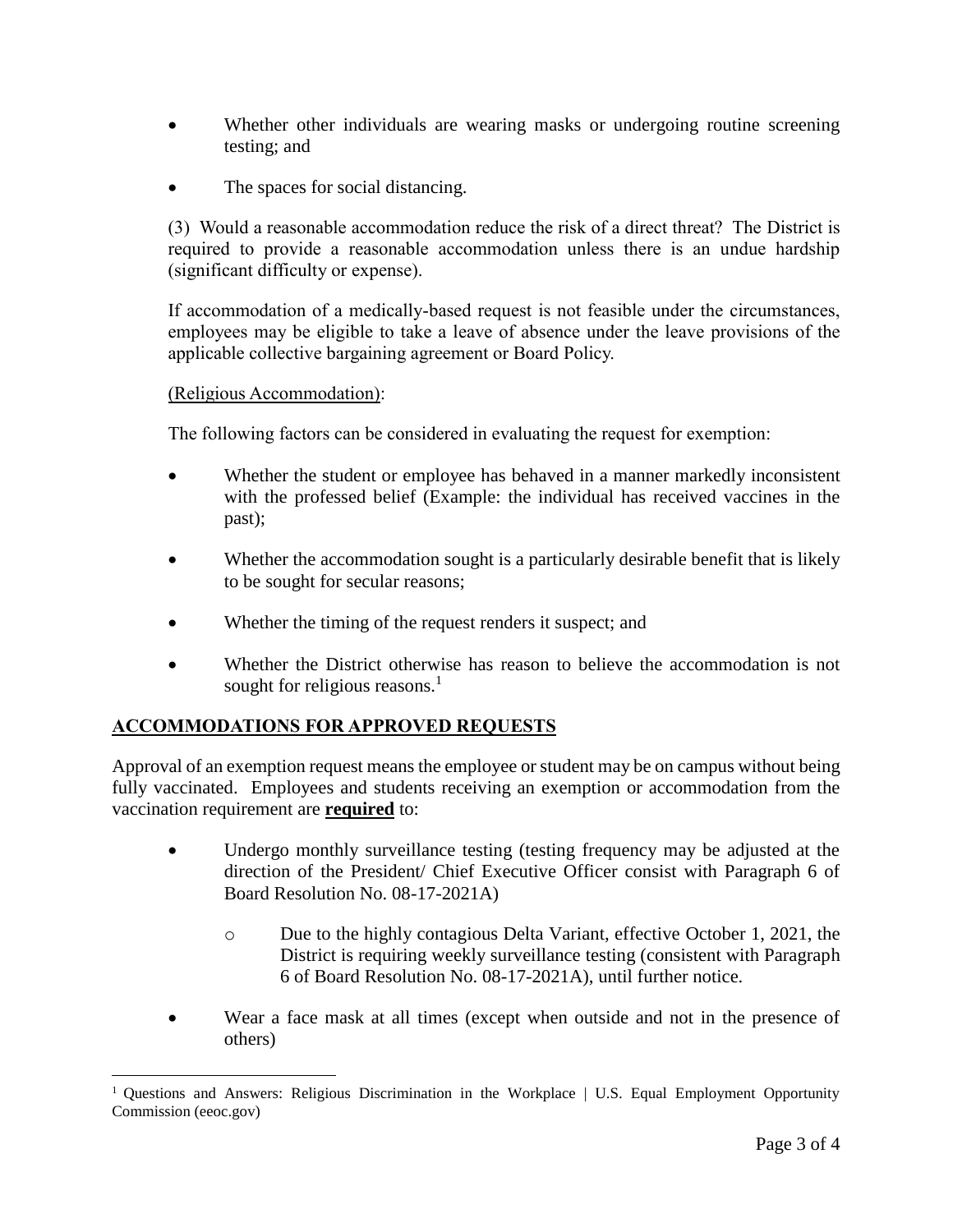- Whether other individuals are wearing masks or undergoing routine screening testing; and
- The spaces for social distancing.

(3) Would a reasonable accommodation reduce the risk of a direct threat? The District is required to provide a reasonable accommodation unless there is an undue hardship (significant difficulty or expense).

If accommodation of a medically-based request is not feasible under the circumstances, employees may be eligible to take a leave of absence under the leave provisions of the applicable collective bargaining agreement or Board Policy.

(Religious Accommodation):

The following factors can be considered in evaluating the request for exemption:

- Whether the student or employee has behaved in a manner markedly inconsistent with the professed belief (Example: the individual has received vaccines in the past);
- Whether the accommodation sought is a particularly desirable benefit that is likely to be sought for secular reasons;
- Whether the timing of the request renders it suspect; and
- Whether the District otherwise has reason to believe the accommodation is not sought for religious reasons.[1]

## ACCOMMODATIONS FOR APPROVED REQUESTS

Approval of an exemption request means the employee or student may be on campus without being fully vaccinated. Employees and students receiving an exemption or accommodation from the vaccination requirement are **required** to:

- Undergo monthly surveillance testing (testing frequency may be adjusted at the direction of the President/ Chief Executive Officer consist with Paragraph 6 of Board Resolution No. 08-17-2021A)
  - Due to the highly contagious Delta Variant, effective October 1, 2021, the District is requiring weekly surveillance testing (consistent with Paragraph 6 of Board Resolution No. 08-17-2021A), until further notice.
- Wear a face mask at all times (except when outside and not in the presence of others)

[1] Questions and Answers: Religious Discrimination in the Workplace | U.S. Equal Employment Opportunity Commission (eeoc.gov)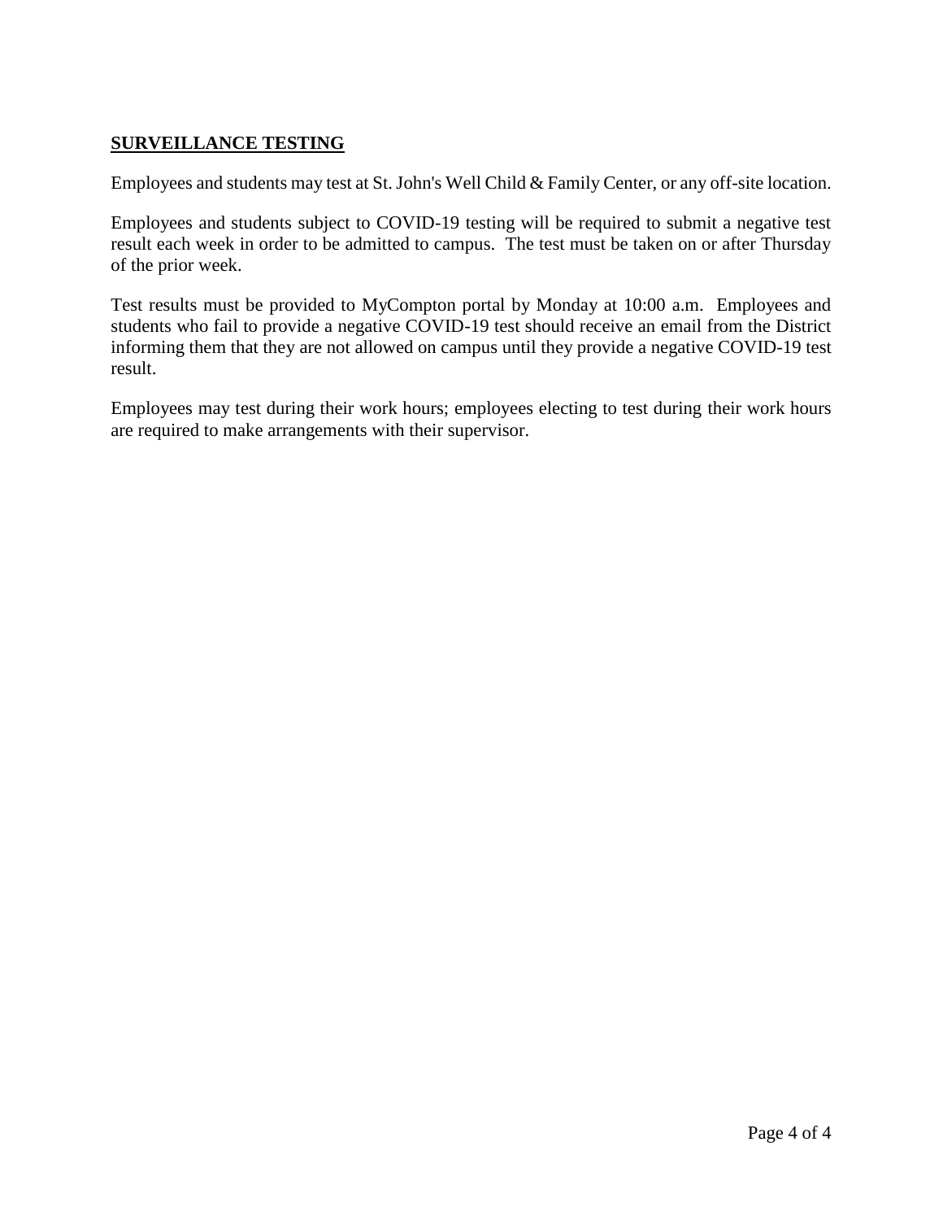## **SURVEILLANCE TESTING**

Employees and students may test at St. John's Well Child & Family Center, or any off-site location.

Employees and students subject to COVID-19 testing will be required to submit a negative test result each week in order to be admitted to campus. The test must be taken on or after Thursday of the prior week.

Test results must be provided to MyCompton portal by Monday at 10:00 a.m. Employees and students who fail to provide a negative COVID-19 test should receive an email from the District informing them that they are not allowed on campus until they provide a negative COVID-19 test result.

Employees may test during their work hours; employees electing to test during their work hours are required to make arrangements with their supervisor.